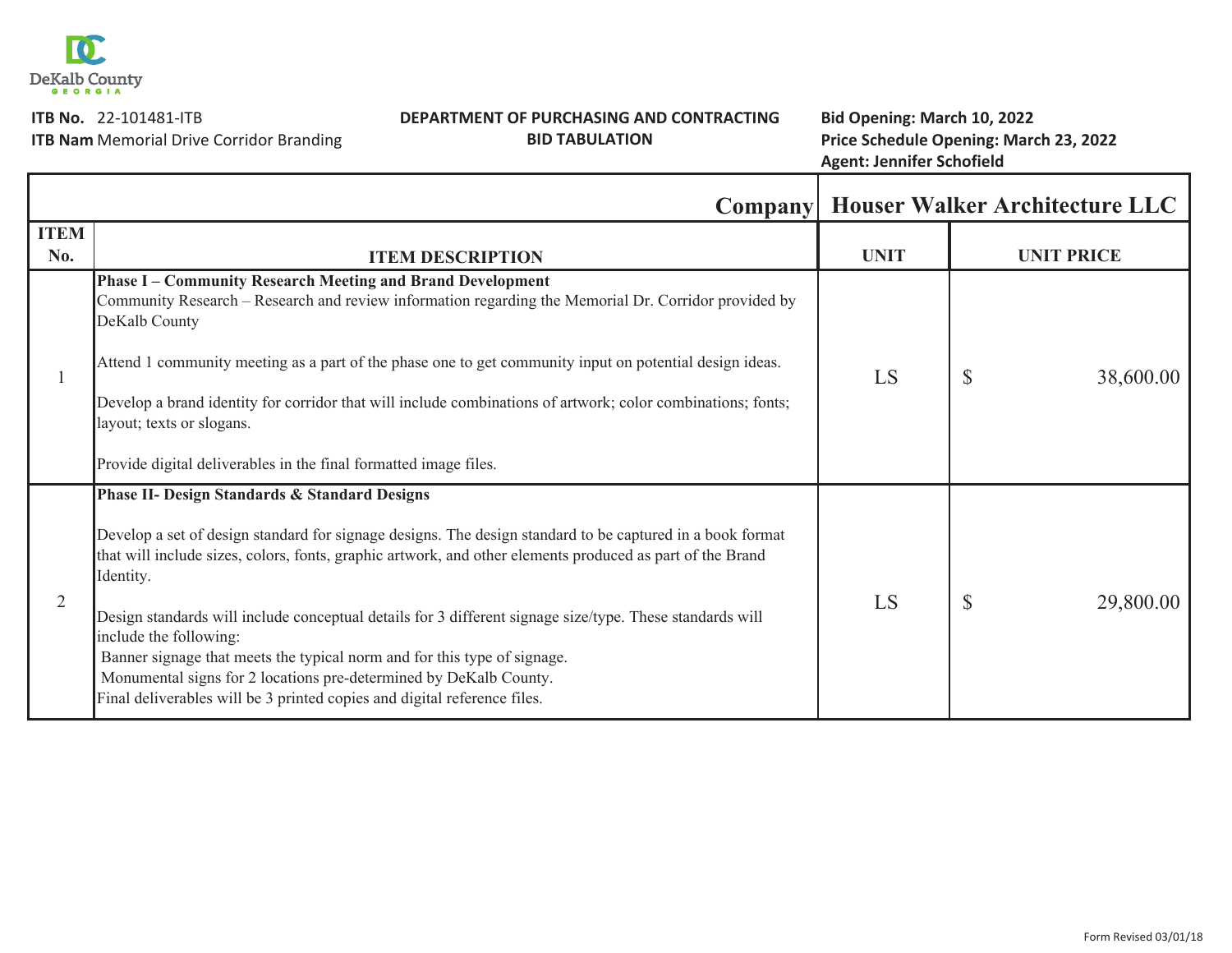DeKalb County GEORGIA

**ITB No.** 22-101481-ITB
**ITB Nam** Memorial Drive Corridor Branding

**DEPARTMENT OF PURCHASING AND CONTRACTING**
**BID TABULATION**

**Bid Opening: March 10, 2022**
**Price Schedule Opening: March 23, 2022**
**Agent: Jennifer Schofield**

| | **Company** | **Houser Walker Architecture LLC** | |
|---|---|---|---|
| **ITEM No.** | **ITEM DESCRIPTION** | **UNIT** | **UNIT PRICE** |
| 1 | **Phase I – Community Research Meeting and Brand Development**<br>Community Research – Research and review information regarding the Memorial Dr. Corridor provided by DeKalb County<br><br>Attend 1 community meeting as a part of the phase one to get community input on potential design ideas.<br><br>Develop a brand identity for corridor that will include combinations of artwork; color combinations; fonts; layout; texts or slogans.<br><br>Provide digital deliverables in the final formatted image files. | LS | $ 38,600.00 |
| 2 | **Phase II- Design Standards & Standard Designs**<br><br>Develop a set of design standard for signage designs. The design standard to be captured in a book format that will include sizes, colors, fonts, graphic artwork, and other elements produced as part of the Brand Identity.<br><br>Design standards will include conceptual details for 3 different signage size/type. These standards will include the following:<br>Banner signage that meets the typical norm and for this type of signage.<br>Monumental signs for 2 locations pre-determined by DeKalb County.<br>Final deliverables will be 3 printed copies and digital reference files. | LS | $ 29,800.00 |

Form Revised 03/01/18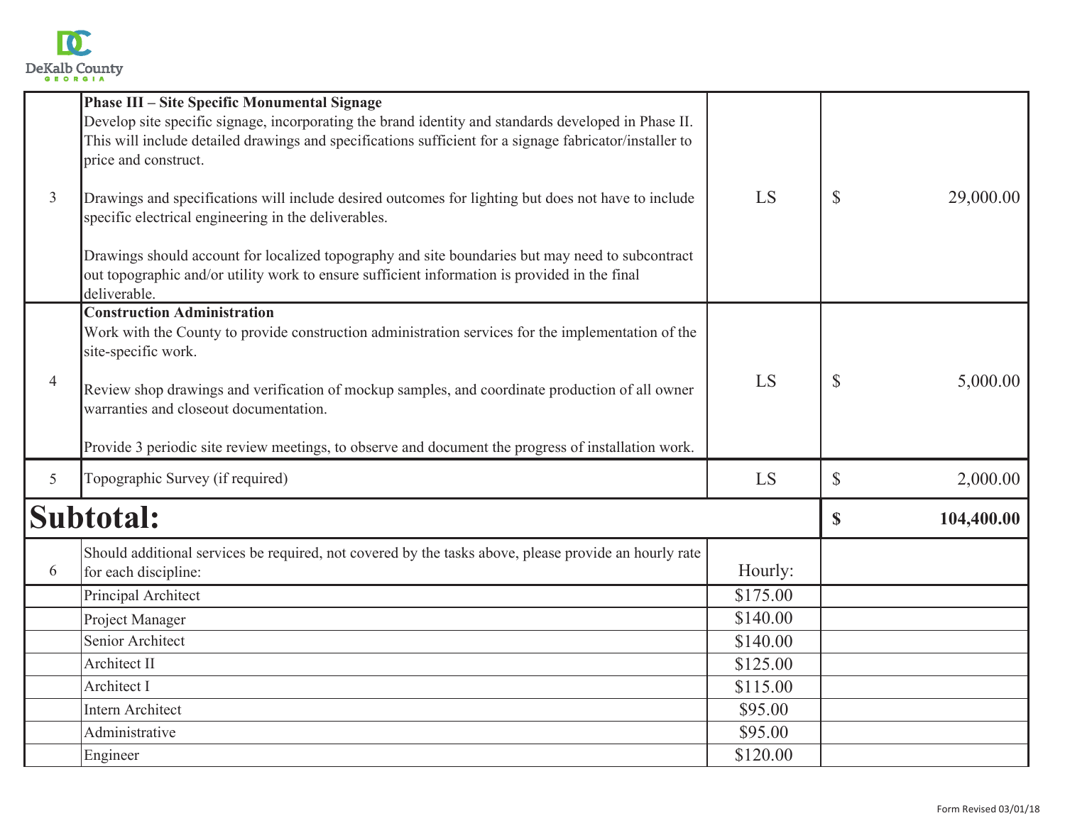| | | | |
|---|---|---|---|
| 3 | **Phase III – Site Specific Monumental Signage**<br>Develop site specific signage, incorporating the brand identity and standards developed in Phase II. This will include detailed drawings and specifications sufficient for a signage fabricator/installer to price and construct.<br><br>Drawings and specifications will include desired outcomes for lighting but does not have to include specific electrical engineering in the deliverables.<br><br>Drawings should account for localized topography and site boundaries but may need to subcontract out topographic and/or utility work to ensure sufficient information is provided in the final deliverable. | LS | $ 29,000.00 |
| 4 | **Construction Administration**<br>Work with the County to provide construction administration services for the implementation of the site-specific work.<br><br>Review shop drawings and verification of mockup samples, and coordinate production of all owner warranties and closeout documentation.<br><br>Provide 3 periodic site review meetings, to observe and document the progress of installation work. | LS | $ 5,000.00 |
| 5 | Topographic Survey (if required) | LS | $ 2,000.00 |
| **Subtotal:** | | | **$ 104,400.00** |
| 6 | Should additional services be required, not covered by the tasks above, please provide an hourly rate for each discipline: | Hourly: | |
| | Principal Architect | $175.00 | |
| | Project Manager | $140.00 | |
| | Senior Architect | $140.00 | |
| | Architect II | $125.00 | |
| | Architect I | $115.00 | |
| | Intern Architect | $95.00 | |
| | Administrative | $95.00 | |
| | Engineer | $120.00 | |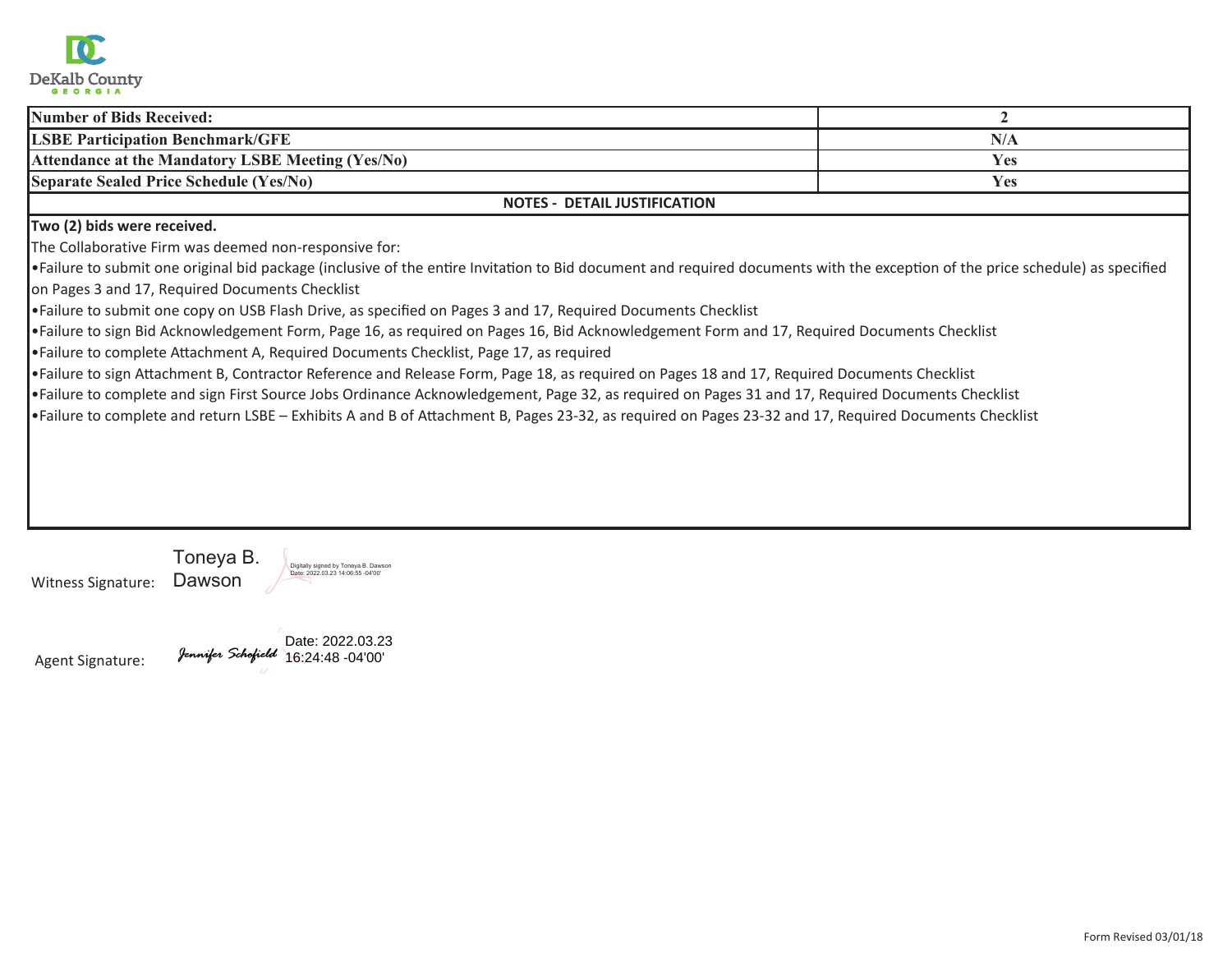DeKalb County
GEORGIA

| | |
|---|---|
| **Number of Bids Received:** | **2** |
| **LSBE Participation Benchmark/GFE** | **N/A** |
| **Attendance at the Mandatory LSBE Meeting (Yes/No)** | **Yes** |
| **Separate Sealed Price Schedule (Yes/No)** | **Yes** |

**NOTES - DETAIL JUSTIFICATION**

**Two (2) bids were received.**

The Collaborative Firm was deemed non-responsive for:

- Failure to submit one original bid package (inclusive of the entire Invitation to Bid document and required documents with the exception of the price schedule) as specified on Pages 3 and 17, Required Documents Checklist
- Failure to submit one copy on USB Flash Drive, as specified on Pages 3 and 17, Required Documents Checklist
- Failure to sign Bid Acknowledgement Form, Page 16, as required on Pages 16, Bid Acknowledgement Form and 17, Required Documents Checklist
- Failure to complete Attachment A, Required Documents Checklist, Page 17, as required
- Failure to sign Attachment B, Contractor Reference and Release Form, Page 18, as required on Pages 18 and 17, Required Documents Checklist
- Failure to complete and sign First Source Jobs Ordinance Acknowledgement, Page 32, as required on Pages 31 and 17, Required Documents Checklist
- Failure to complete and return LSBE – Exhibits A and B of Attachment B, Pages 23-32, as required on Pages 23-32 and 17, Required Documents Checklist

Witness Signature: Toneya B. Dawson — Digitally signed by Toneya B. Dawson Date: 2022.03.23 14:06:55 -04'00'

Agent Signature: Jennifer Schofield — Date: 2022.03.23 16:24:48 -04'00'

Form Revised 03/01/18